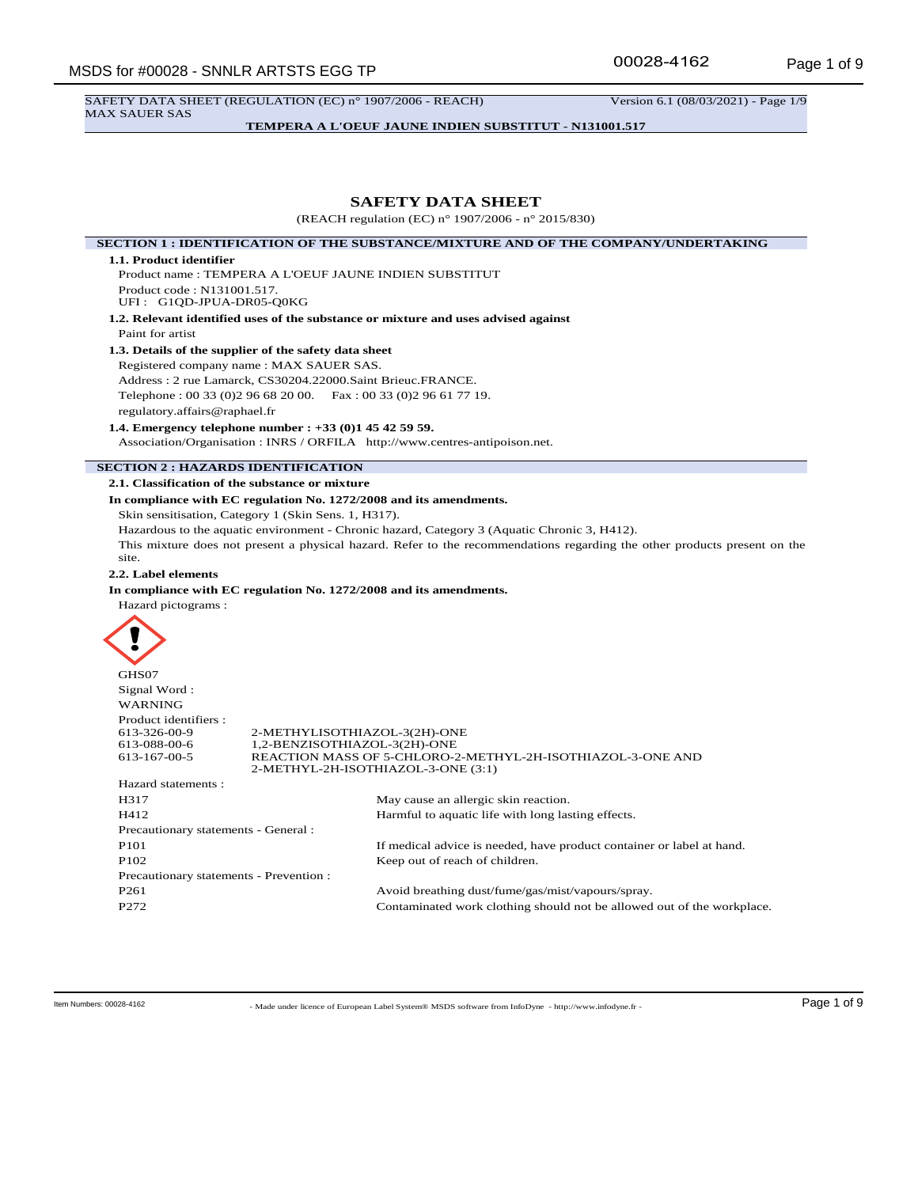SAFETY DATA SHEET (REGULATION (EC) n° 1907/2006 - REACH) Version 6.1 (08/03/2021) - Page 1/9
MAX SAUER SAS
**TEMPERA A L'OEUF JAUNE INDIEN SUBSTITUT - N131001.517**

# SAFETY DATA SHEET

(REACH regulation (EC) n° 1907/2006 - n° 2015/830)

## SECTION 1 : IDENTIFICATION OF THE SUBSTANCE/MIXTURE AND OF THE COMPANY/UNDERTAKING

### 1.1. Product identifier

Product name : TEMPERA A L'OEUF JAUNE INDIEN SUBSTITUT
Product code : N131001.517.
UFI : G1QD-JPUA-DR05-Q0KG

### 1.2. Relevant identified uses of the substance or mixture and uses advised against

Paint for artist

### 1.3. Details of the supplier of the safety data sheet

Registered company name : MAX SAUER SAS.
Address : 2 rue Lamarck, CS30204.22000.Saint Brieuc.FRANCE.
Telephone : 00 33 (0)2 96 68 20 00. Fax : 00 33 (0)2 96 61 77 19.
regulatory.affairs@raphael.fr

### 1.4. Emergency telephone number : +33 (0)1 45 42 59 59.

Association/Organisation : INRS / ORFILA http://www.centres-antipoison.net.

## SECTION 2 : HAZARDS IDENTIFICATION

### 2.1. Classification of the substance or mixture

**In compliance with EC regulation No. 1272/2008 and its amendments.**

Skin sensitisation, Category 1 (Skin Sens. 1, H317).
Hazardous to the aquatic environment - Chronic hazard, Category 3 (Aquatic Chronic 3, H412).
This mixture does not present a physical hazard. Refer to the recommendations regarding the other products present on the site.

### 2.2. Label elements

**In compliance with EC regulation No. 1272/2008 and its amendments.**

Hazard pictograms :

GHS07

Signal Word :
WARNING

Product identifiers :

| | |
|---|---|
| 613-326-00-9 | 2-METHYLISOTHIAZOL-3(2H)-ONE |
| 613-088-00-6 | 1,2-BENZISOTHIAZOL-3(2H)-ONE |
| 613-167-00-5 | REACTION MASS OF 5-CHLORO-2-METHYL-2H-ISOTHIAZOL-3-ONE AND 2-METHYL-2H-ISOTHIAZOL-3-ONE (3:1) |

Hazard statements :

| | |
|---|---|
| H317 | May cause an allergic skin reaction. |
| H412 | Harmful to aquatic life with long lasting effects. |

Precautionary statements - General :

| | |
|---|---|
| P101 | If medical advice is needed, have product container or label at hand. |
| P102 | Keep out of reach of children. |

Precautionary statements - Prevention :

| | |
|---|---|
| P261 | Avoid breathing dust/fume/gas/mist/vapours/spray. |
| P272 | Contaminated work clothing should not be allowed out of the workplace. |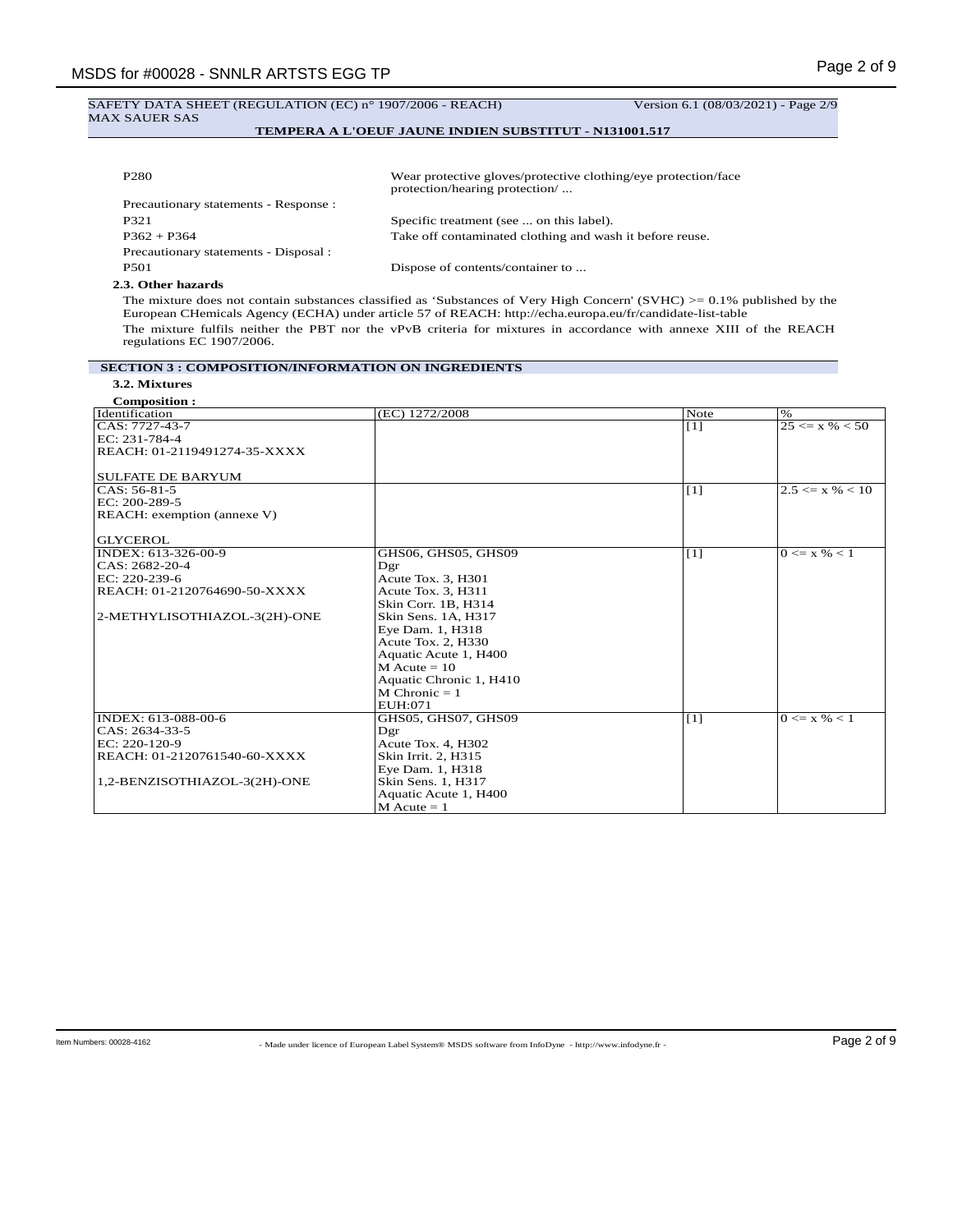| | |
|---|---|
| P280 | Wear protective gloves/protective clothing/eye protection/face protection/hearing protection/ ... |
| Precautionary statements - Response : | |
| P321 | Specific treatment (see ... on this label). |
| P362 + P364 | Take off contaminated clothing and wash it before reuse. |
| Precautionary statements - Disposal : | |
| P501 | Dispose of contents/container to ... |

### 2.3. Other hazards

The mixture does not contain substances classified as 'Substances of Very High Concern' (SVHC) >= 0.1% published by the European CHemicals Agency (ECHA) under article 57 of REACH: http://echa.europa.eu/fr/candidate-list-table

The mixture fulfils neither the PBT nor the vPvB criteria for mixtures in accordance with annexe XIII of the REACH regulations EC 1907/2006.

## SECTION 3 : COMPOSITION/INFORMATION ON INGREDIENTS

### 3.2. Mixtures

**Composition :**

| Identification | (EC) 1272/2008 | Note | % |
|---|---|---|---|
| CAS: 7727-43-7<br>EC: 231-784-4<br>REACH: 01-2119491274-35-XXXX<br><br>SULFATE DE BARYUM | | [1] | 25 <= x % < 50 |
| CAS: 56-81-5<br>EC: 200-289-5<br>REACH: exemption (annexe V)<br><br>GLYCEROL | | [1] | 2.5 <= x % < 10 |
| INDEX: 613-326-00-9<br>CAS: 2682-20-4<br>EC: 220-239-6<br>REACH: 01-2120764690-50-XXXX<br><br>2-METHYLISOTHIAZOL-3(2H)-ONE | GHS06, GHS05, GHS09<br>Dgr<br>Acute Tox. 3, H301<br>Acute Tox. 3, H311<br>Skin Corr. 1B, H314<br>Skin Sens. 1A, H317<br>Eye Dam. 1, H318<br>Acute Tox. 2, H330<br>Aquatic Acute 1, H400<br>M Acute = 10<br>Aquatic Chronic 1, H410<br>M Chronic = 1<br>EUH:071 | [1] | 0 <= x % < 1 |
| INDEX: 613-088-00-6<br>CAS: 2634-33-5<br>EC: 220-120-9<br>REACH: 01-2120761540-60-XXXX<br><br>1,2-BENZISOTHIAZOL-3(2H)-ONE | GHS05, GHS07, GHS09<br>Dgr<br>Acute Tox. 4, H302<br>Skin Irrit. 2, H315<br>Eye Dam. 1, H318<br>Skin Sens. 1, H317<br>Aquatic Acute 1, H400<br>M Acute = 1 | [1] | 0 <= x % < 1 |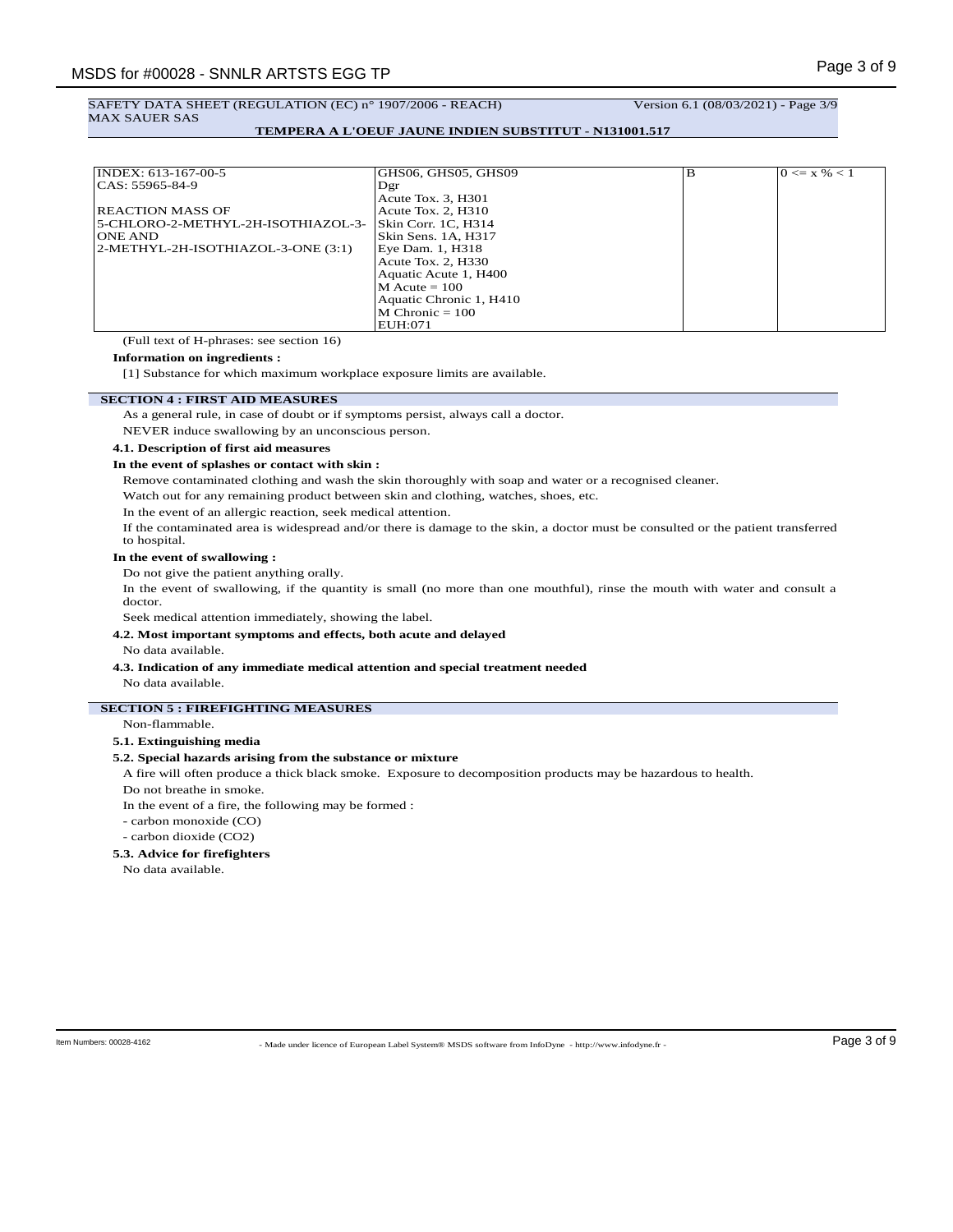SAFETY DATA SHEET (REGULATION (EC) n° 1907/2006 - REACH) Version 6.1 (08/03/2021) - Page 3/9
MAX SAUER SAS

**TEMPERA A L'OEUF JAUNE INDIEN SUBSTITUT - N131001.517**

| | | | |
|---|---|---|---|
| INDEX: 613-167-00-5<br>CAS: 55965-84-9<br><br>REACTION MASS OF 5-CHLORO-2-METHYL-2H-ISOTHIAZOL-3-ONE AND 2-METHYL-2H-ISOTHIAZOL-3-ONE (3:1) | GHS06, GHS05, GHS09<br>Dgr<br>Acute Tox. 3, H301<br>Acute Tox. 2, H310<br>Skin Corr. 1C, H314<br>Skin Sens. 1A, H317<br>Eye Dam. 1, H318<br>Acute Tox. 2, H330<br>Aquatic Acute 1, H400<br>M Acute = 100<br>Aquatic Chronic 1, H410<br>M Chronic = 100<br>EUH:071 | B | 0 <= x % < 1 |

(Full text of H-phrases: see section 16)

**Information on ingredients :**

[1] Substance for which maximum workplace exposure limits are available.

## SECTION 4 : FIRST AID MEASURES

As a general rule, in case of doubt or if symptoms persist, always call a doctor.

NEVER induce swallowing by an unconscious person.

### 4.1. Description of first aid measures

**In the event of splashes or contact with skin :**

Remove contaminated clothing and wash the skin thoroughly with soap and water or a recognised cleaner.

Watch out for any remaining product between skin and clothing, watches, shoes, etc.

In the event of an allergic reaction, seek medical attention.

If the contaminated area is widespread and/or there is damage to the skin, a doctor must be consulted or the patient transferred to hospital.

**In the event of swallowing :**

Do not give the patient anything orally.

In the event of swallowing, if the quantity is small (no more than one mouthful), rinse the mouth with water and consult a doctor.

Seek medical attention immediately, showing the label.

### 4.2. Most important symptoms and effects, both acute and delayed

No data available.

### 4.3. Indication of any immediate medical attention and special treatment needed

No data available.

## SECTION 5 : FIREFIGHTING MEASURES

Non-flammable.

### 5.1. Extinguishing media

### 5.2. Special hazards arising from the substance or mixture

A fire will often produce a thick black smoke. Exposure to decomposition products may be hazardous to health.

Do not breathe in smoke.

In the event of a fire, the following may be formed :

- carbon monoxide (CO)
- carbon dioxide ($CO_2$)

### 5.3. Advice for firefighters

No data available.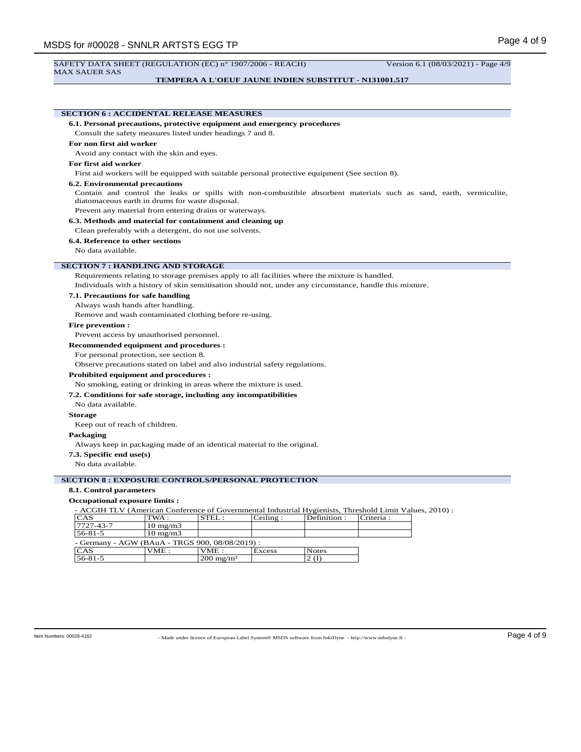## SECTION 6 : ACCIDENTAL RELEASE MEASURES

### 6.1. Personal precautions, protective equipment and emergency procedures

Consult the safety measures listed under headings 7 and 8.

**For non first aid worker**

Avoid any contact with the skin and eyes.

**For first aid worker**

First aid workers will be equipped with suitable personal protective equipment (See section 8).

### 6.2. Environmental precautions

Contain and control the leaks or spills with non-combustible absorbent materials such as sand, earth, vermiculite, diatomaceous earth in drums for waste disposal.

Prevent any material from entering drains or waterways.

### 6.3. Methods and material for containment and cleaning up

Clean preferably with a detergent, do not use solvents.

### 6.4. Reference to other sections

No data available.

## SECTION 7 : HANDLING AND STORAGE

Requirements relating to storage premises apply to all facilities where the mixture is handled.

Individuals with a history of skin sensitisation should not, under any circumstance, handle this mixture.

### 7.1. Precautions for safe handling

Always wash hands after handling.

Remove and wash contaminated clothing before re-using.

**Fire prevention :**

Prevent access by unauthorised personnel.

**Recommended equipment and procedures :**

For personal protection, see section 8.

Observe precautions stated on label and also industrial safety regulations.

**Prohibited equipment and procedures :**

No smoking, eating or drinking in areas where the mixture is used.

### 7.2. Conditions for safe storage, including any incompatibilities

No data available.

**Storage**

Keep out of reach of children.

**Packaging**

Always keep in packaging made of an identical material to the original.

### 7.3. Specific end use(s)

No data available.

## SECTION 8 : EXPOSURE CONTROLS/PERSONAL PROTECTION

### 8.1. Control parameters

**Occupational exposure limits :**

- ACGIH TLV (American Conference of Governmental Industrial Hygienists, Threshold Limit Values, 2010) :

| CAS | TWA : | STEL : | Ceiling : | Definition : | Criteria : |
|---|---|---|---|---|---|
| 7727-43-7 | 10 mg/m3 | | | | |
| 56-81-5 | 10 mg/m3 | | | | |

- Germany - AGW (BAuA - TRGS 900, 08/08/2019) :

| CAS | VME : | VME : | Excess | Notes |
|---|---|---|---|---|
| 56-81-5 | | 200 mg/m³ | | 2 (I) |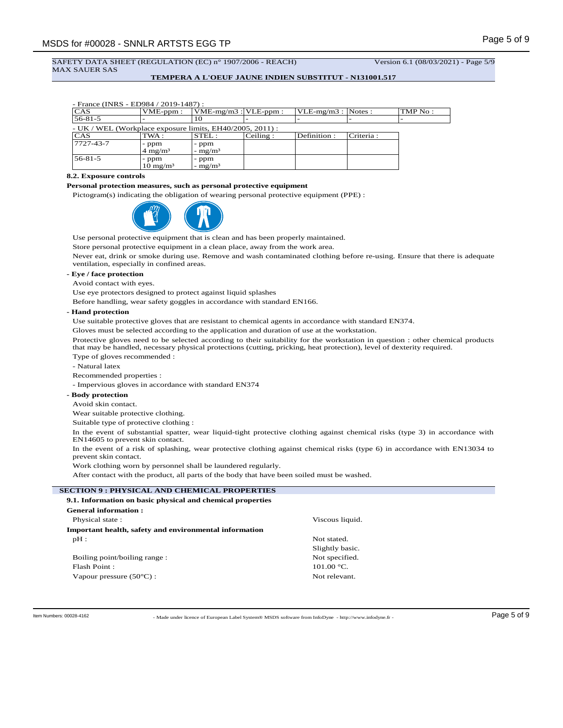- France (INRS - ED984 / 2019-1487) :

| CAS | VME-ppm : | VME-mg/m3 : | VLE-ppm : | VLE-mg/m3 : | Notes : | TMP No : |
|---|---|---|---|---|---|---|
| 56-81-5 | - | 10 | - | - | - | - |

- UK / WEL (Workplace exposure limits, EH40/2005, 2011) :

| CAS | TWA : | STEL : | Ceiling : | Definition : | Criteria : |
|---|---|---|---|---|---|
| 7727-43-7 | - ppm<br>4 mg/m³ | - ppm<br>- mg/m³ | | | |
| 56-81-5 | - ppm<br>10 mg/m³ | - ppm<br>- mg/m³ | | | |

**8.2. Exposure controls**

**Personal protection measures, such as personal protective equipment**

Pictogram(s) indicating the obligation of wearing personal protective equipment (PPE) :

Use personal protective equipment that is clean and has been properly maintained.

Store personal protective equipment in a clean place, away from the work area.

Never eat, drink or smoke during use. Remove and wash contaminated clothing before re-using. Ensure that there is adequate ventilation, especially in confined areas.

**- Eye / face protection**

Avoid contact with eyes.

Use eye protectors designed to protect against liquid splashes

Before handling, wear safety goggles in accordance with standard EN166.

**- Hand protection**

Use suitable protective gloves that are resistant to chemical agents in accordance with standard EN374.

Gloves must be selected according to the application and duration of use at the workstation.

Protective gloves need to be selected according to their suitability for the workstation in question : other chemical products that may be handled, necessary physical protections (cutting, pricking, heat protection), level of dexterity required.

Type of gloves recommended :

- Natural latex

Recommended properties :

- Impervious gloves in accordance with standard EN374

**- Body protection**

Avoid skin contact.

Wear suitable protective clothing.

Suitable type of protective clothing :

In the event of substantial spatter, wear liquid-tight protective clothing against chemical risks (type 3) in accordance with EN14605 to prevent skin contact.

In the event of a risk of splashing, wear protective clothing against chemical risks (type 6) in accordance with EN13034 to prevent skin contact.

Work clothing worn by personnel shall be laundered regularly.

After contact with the product, all parts of the body that have been soiled must be washed.

## SECTION 9 : PHYSICAL AND CHEMICAL PROPERTIES

**9.1. Information on basic physical and chemical properties**

**General information :**

Physical state : Viscous liquid.

**Important health, safety and environmental information**

pH : Not stated.
Slightly basic.

Boiling point/boiling range : Not specified.

Flash Point : 101.00 °C.

Vapour pressure (50°C) : Not relevant.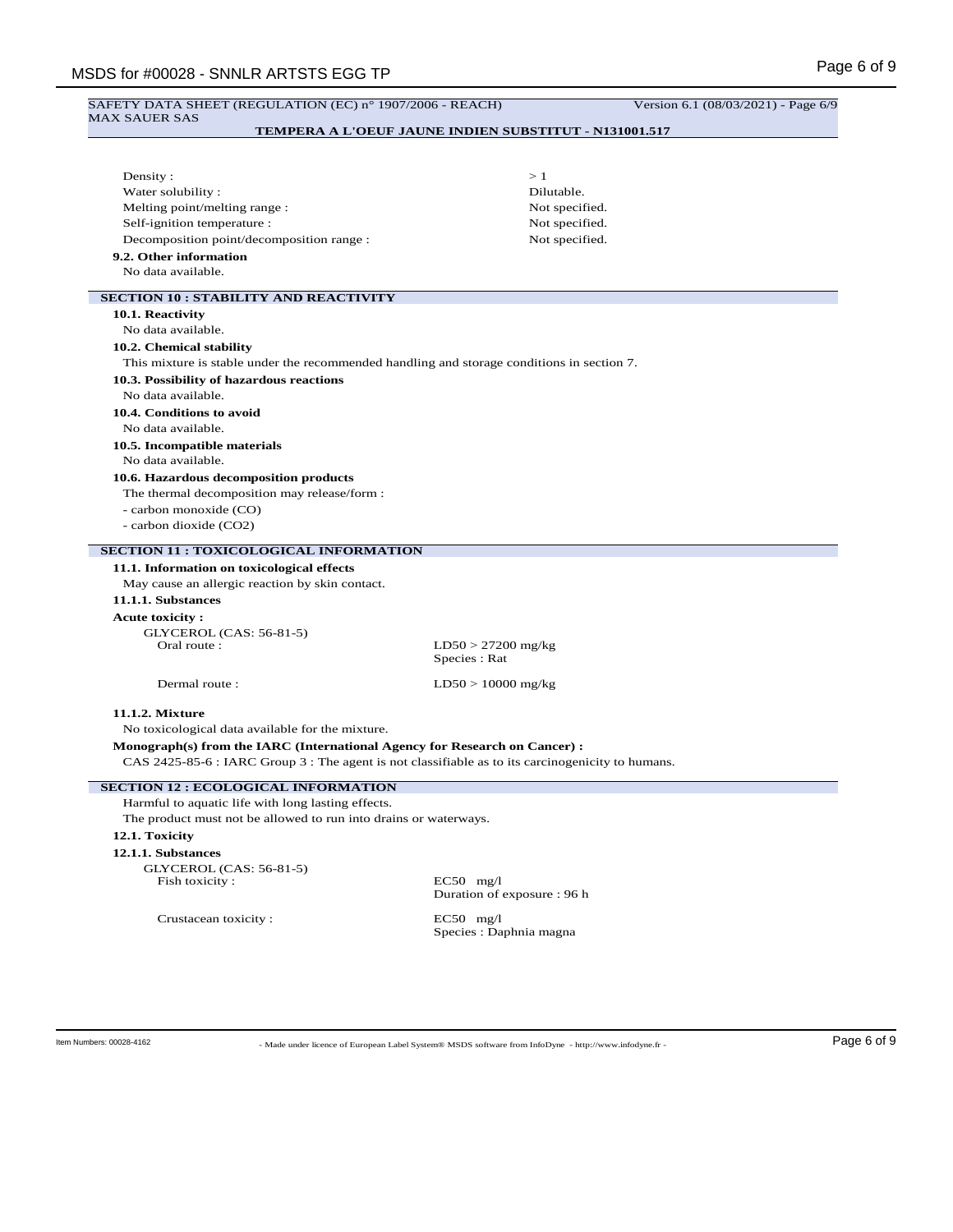SAFETY DATA SHEET (REGULATION (EC) n° 1907/2006 - REACH) Version 6.1 (08/03/2021) - Page 6/9
MAX SAUER SAS

**TEMPERA A L'OEUF JAUNE INDIEN SUBSTITUT - N131001.517**

| | |
|---|---|
| Density : | > 1 |
| Water solubility : | Dilutable. |
| Melting point/melting range : | Not specified. |
| Self-ignition temperature : | Not specified. |
| Decomposition point/decomposition range : | Not specified. |

**9.2. Other information**

No data available.

## SECTION 10 : STABILITY AND REACTIVITY

**10.1. Reactivity**

No data available.

**10.2. Chemical stability**

This mixture is stable under the recommended handling and storage conditions in section 7.

**10.3. Possibility of hazardous reactions**

No data available.

**10.4. Conditions to avoid**

No data available.

**10.5. Incompatible materials**

No data available.

**10.6. Hazardous decomposition products**

The thermal decomposition may release/form :

- carbon monoxide (CO)
- carbon dioxide (CO2)

## SECTION 11 : TOXICOLOGICAL INFORMATION

**11.1. Information on toxicological effects**

May cause an allergic reaction by skin contact.

**11.1.1. Substances**

**Acute toxicity :**

GLYCEROL (CAS: 56-81-5)

| | |
|---|---|
| Oral route : | LD50 > 27200 mg/kg<br>Species : Rat |
| Dermal route : | LD50 > 10000 mg/kg |

**11.1.2. Mixture**

No toxicological data available for the mixture.

**Monograph(s) from the IARC (International Agency for Research on Cancer) :**

CAS 2425-85-6 : IARC Group 3 : The agent is not classifiable as to its carcinogenicity to humans.

## SECTION 12 : ECOLOGICAL INFORMATION

Harmful to aquatic life with long lasting effects.

The product must not be allowed to run into drains or waterways.

**12.1. Toxicity**

**12.1.1. Substances**

GLYCEROL (CAS: 56-81-5)

| | |
|---|---|
| Fish toxicity : | EC50 mg/l<br>Duration of exposure : 96 h |
| Crustacean toxicity : | EC50 mg/l<br>Species : Daphnia magna |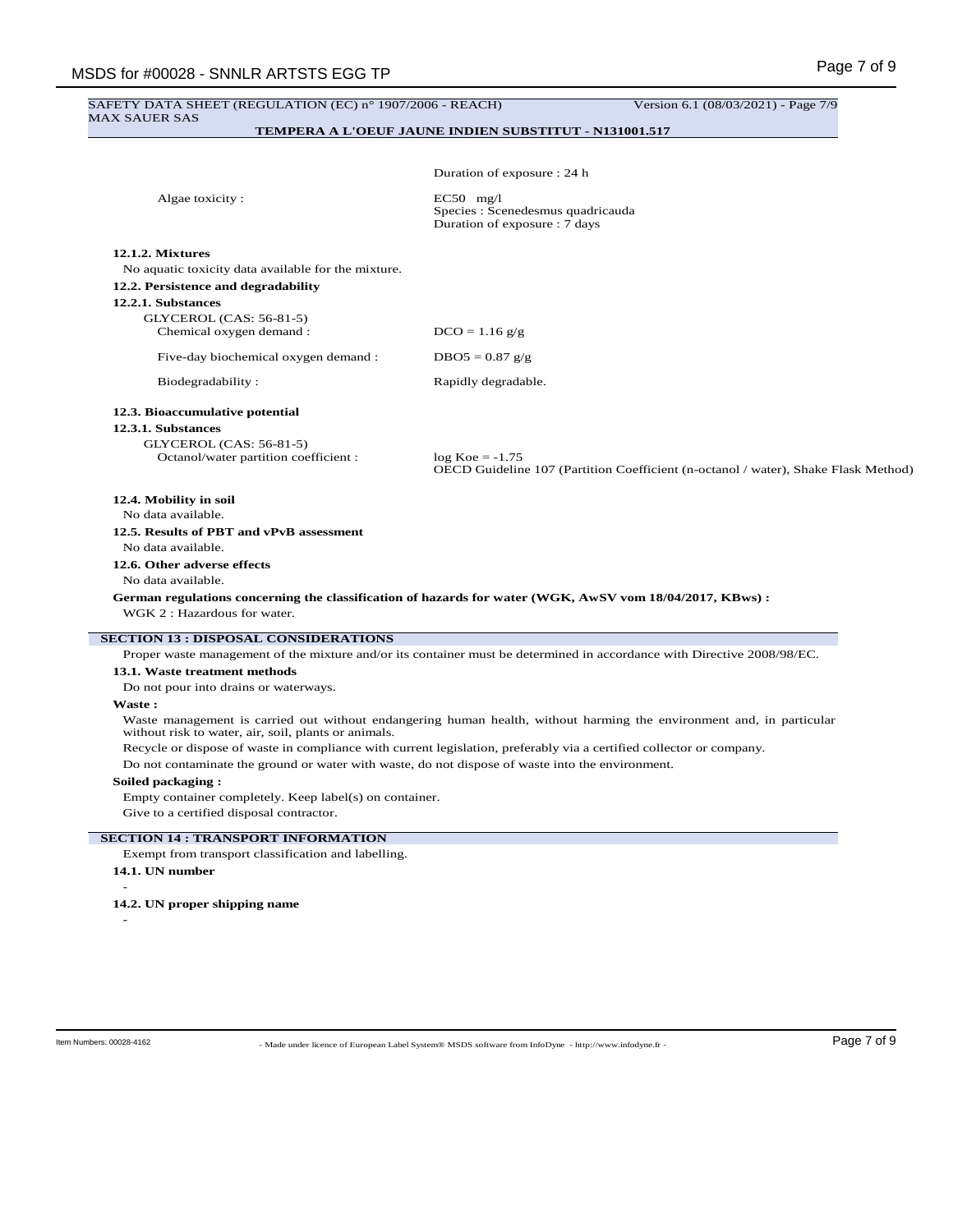Duration of exposure : 24 h

Algae toxicity : EC50 mg/l
Species : Scenedesmus quadricauda
Duration of exposure : 7 days

**12.1.2. Mixtures**

No aquatic toxicity data available for the mixture.

**12.2. Persistence and degradability**

**12.2.1. Substances**

GLYCEROL (CAS: 56-81-5)

Chemical oxygen demand : DCO = 1.16 g/g

Five-day biochemical oxygen demand : DBO5 = 0.87 g/g

Biodegradability : Rapidly degradable.

**12.3. Bioaccumulative potential**

**12.3.1. Substances**

GLYCEROL (CAS: 56-81-5)

Octanol/water partition coefficient : log Koe = -1.75
OECD Guideline 107 (Partition Coefficient (n-octanol / water), Shake Flask Method)

**12.4. Mobility in soil**

No data available.

**12.5. Results of PBT and vPvB assessment**

No data available.

**12.6. Other adverse effects**

No data available.

**German regulations concerning the classification of hazards for water (WGK, AwSV vom 18/04/2017, KBws) :**

WGK 2 : Hazardous for water.

## SECTION 13 : DISPOSAL CONSIDERATIONS

Proper waste management of the mixture and/or its container must be determined in accordance with Directive 2008/98/EC.

**13.1. Waste treatment methods**

Do not pour into drains or waterways.

**Waste :**

Waste management is carried out without endangering human health, without harming the environment and, in particular without risk to water, air, soil, plants or animals.

Recycle or dispose of waste in compliance with current legislation, preferably via a certified collector or company.

Do not contaminate the ground or water with waste, do not dispose of waste into the environment.

**Soiled packaging :**

Empty container completely. Keep label(s) on container.

Give to a certified disposal contractor.

## SECTION 14 : TRANSPORT INFORMATION

Exempt from transport classification and labelling.

**14.1. UN number**

-

**14.2. UN proper shipping name**

-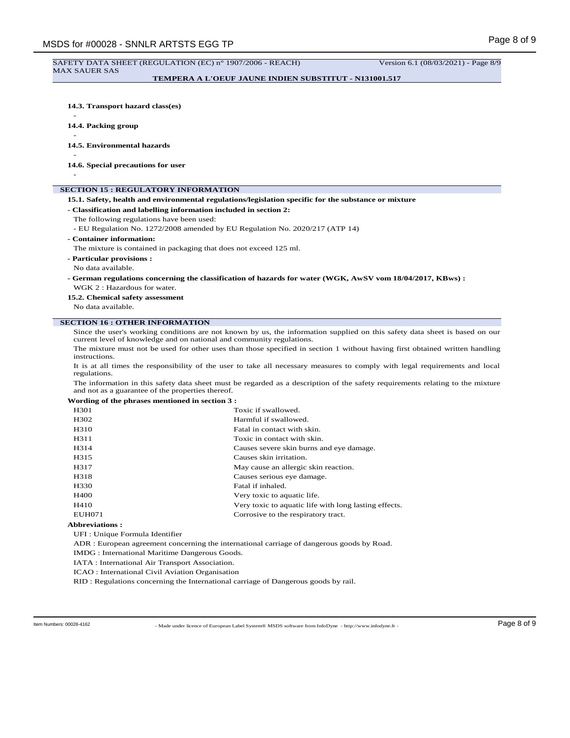#### 14.3. Transport hazard class(es)

-

#### 14.4. Packing group

-

#### 14.5. Environmental hazards

-

#### 14.6. Special precautions for user

-

## SECTION 15 : REGULATORY INFORMATION

### 15.1. Safety, health and environmental regulations/legislation specific for the substance or mixture

**- Classification and labelling information included in section 2:**

The following regulations have been used:

- EU Regulation No. 1272/2008 amended by EU Regulation No. 2020/217 (ATP 14)

**- Container information:**

The mixture is contained in packaging that does not exceed 125 ml.

**- Particular provisions :**

No data available.

**- German regulations concerning the classification of hazards for water (WGK, AwSV vom 18/04/2017, KBws) :**

WGK 2 : Hazardous for water.

### 15.2. Chemical safety assessment

No data available.

## SECTION 16 : OTHER INFORMATION

Since the user's working conditions are not known by us, the information supplied on this safety data sheet is based on our current level of knowledge and on national and community regulations.

The mixture must not be used for other uses than those specified in section 1 without having first obtained written handling instructions.

It is at all times the responsibility of the user to take all necessary measures to comply with legal requirements and local regulations.

The information in this safety data sheet must be regarded as a description of the safety requirements relating to the mixture and not as a guarantee of the properties thereof.

**Wording of the phrases mentioned in section 3 :**

| | |
|---|---|
| H301 | Toxic if swallowed. |
| H302 | Harmful if swallowed. |
| H310 | Fatal in contact with skin. |
| H311 | Toxic in contact with skin. |
| H314 | Causes severe skin burns and eye damage. |
| H315 | Causes skin irritation. |
| H317 | May cause an allergic skin reaction. |
| H318 | Causes serious eye damage. |
| H330 | Fatal if inhaled. |
| H400 | Very toxic to aquatic life. |
| H410 | Very toxic to aquatic life with long lasting effects. |
| EUH071 | Corrosive to the respiratory tract. |

**Abbreviations :**

UFI : Unique Formula Identifier

ADR : European agreement concerning the international carriage of dangerous goods by Road.

IMDG : International Maritime Dangerous Goods.

IATA : International Air Transport Association.

ICAO : International Civil Aviation Organisation

RID : Regulations concerning the International carriage of Dangerous goods by rail.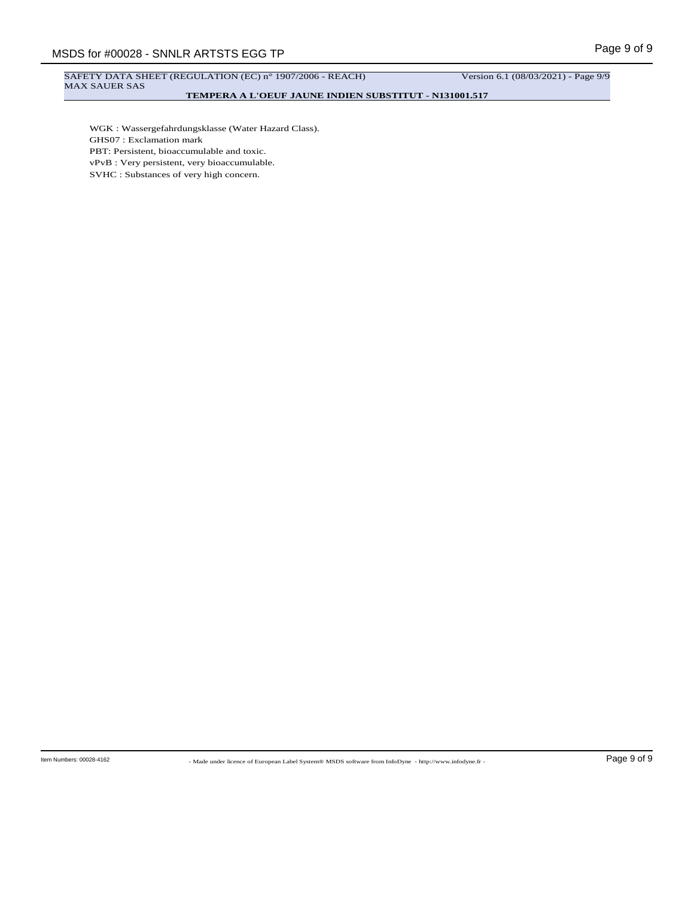WGK : Wassergefahrdungsklasse (Water Hazard Class).

GHS07 : Exclamation mark

PBT: Persistent, bioaccumulable and toxic.

vPvB : Very persistent, very bioaccumulable.

SVHC : Substances of very high concern.